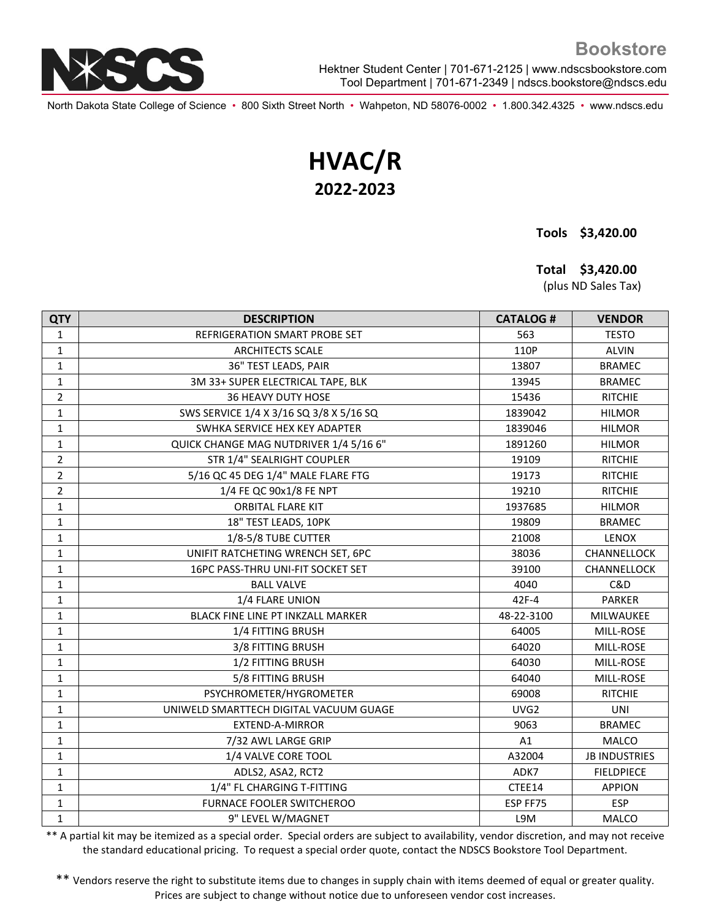**Bookstore**

Hektner Student Center | 701-671-2125 | www.ndscsbookstore.com
Tool Department | 701-671-2349 | ndscs.bookstore@ndscs.edu

North Dakota State College of Science • 800 Sixth Street North • Wahpeton, ND 58076-0002 • 1.800.342.4325 • www.ndscs.edu

# HVAC/R
## 2022-2023

**Tools $3,420.00**

**Total $3,420.00**
(plus ND Sales Tax)

| QTY | DESCRIPTION | CATALOG # | VENDOR |
|---|---|---|---|
| 1 | REFRIGERATION SMART PROBE SET | 563 | TESTO |
| 1 | ARCHITECTS SCALE | 110P | ALVIN |
| 1 | 36" TEST LEADS, PAIR | 13807 | BRAMEC |
| 1 | 3M 33+ SUPER ELECTRICAL TAPE, BLK | 13945 | BRAMEC |
| 2 | 36 HEAVY DUTY HOSE | 15436 | RITCHIE |
| 1 | SWS SERVICE 1/4 X 3/16 SQ 3/8 X 5/16 SQ | 1839042 | HILMOR |
| 1 | SWHKA SERVICE HEX KEY ADAPTER | 1839046 | HILMOR |
| 1 | QUICK CHANGE MAG NUTDRIVER 1/4 5/16 6" | 1891260 | HILMOR |
| 2 | STR 1/4" SEALRIGHT COUPLER | 19109 | RITCHIE |
| 2 | 5/16 QC 45 DEG 1/4" MALE FLARE FTG | 19173 | RITCHIE |
| 2 | 1/4 FE QC 90x1/8 FE NPT | 19210 | RITCHIE |
| 1 | ORBITAL FLARE KIT | 1937685 | HILMOR |
| 1 | 18" TEST LEADS, 10PK | 19809 | BRAMEC |
| 1 | 1/8-5/8 TUBE CUTTER | 21008 | LENOX |
| 1 | UNIFIT RATCHETING WRENCH SET, 6PC | 38036 | CHANNELLOCK |
| 1 | 16PC PASS-THRU UNI-FIT SOCKET SET | 39100 | CHANNELLOCK |
| 1 | BALL VALVE | 4040 | C&D |
| 1 | 1/4 FLARE UNION | 42F-4 | PARKER |
| 1 | BLACK FINE LINE PT INKZALL MARKER | 48-22-3100 | MILWAUKEE |
| 1 | 1/4 FITTING BRUSH | 64005 | MILL-ROSE |
| 1 | 3/8 FITTING BRUSH | 64020 | MILL-ROSE |
| 1 | 1/2 FITTING BRUSH | 64030 | MILL-ROSE |
| 1 | 5/8 FITTING BRUSH | 64040 | MILL-ROSE |
| 1 | PSYCHROMETER/HYGROMETER | 69008 | RITCHIE |
| 1 | UNIWELD SMARTTECH DIGITAL VACUUM GUAGE | UVG2 | UNI |
| 1 | EXTEND-A-MIRROR | 9063 | BRAMEC |
| 1 | 7/32 AWL LARGE GRIP | A1 | MALCO |
| 1 | 1/4 VALVE CORE TOOL | A32004 | JB INDUSTRIES |
| 1 | ADLS2, ASA2, RCT2 | ADK7 | FIELDPIECE |
| 1 | 1/4" FL CHARGING T-FITTING | CTEE14 | APPION |
| 1 | FURNACE FOOLER SWITCHEROO | ESP FF75 | ESP |
| 1 | 9" LEVEL W/MAGNET | L9M | MALCO |

** A partial kit may be itemized as a special order. Special orders are subject to availability, vendor discretion, and may not receive the standard educational pricing. To request a special order quote, contact the NDSCS Bookstore Tool Department.

** Vendors reserve the right to substitute items due to changes in supply chain with items deemed of equal or greater quality. Prices are subject to change without notice due to unforeseen vendor cost increases.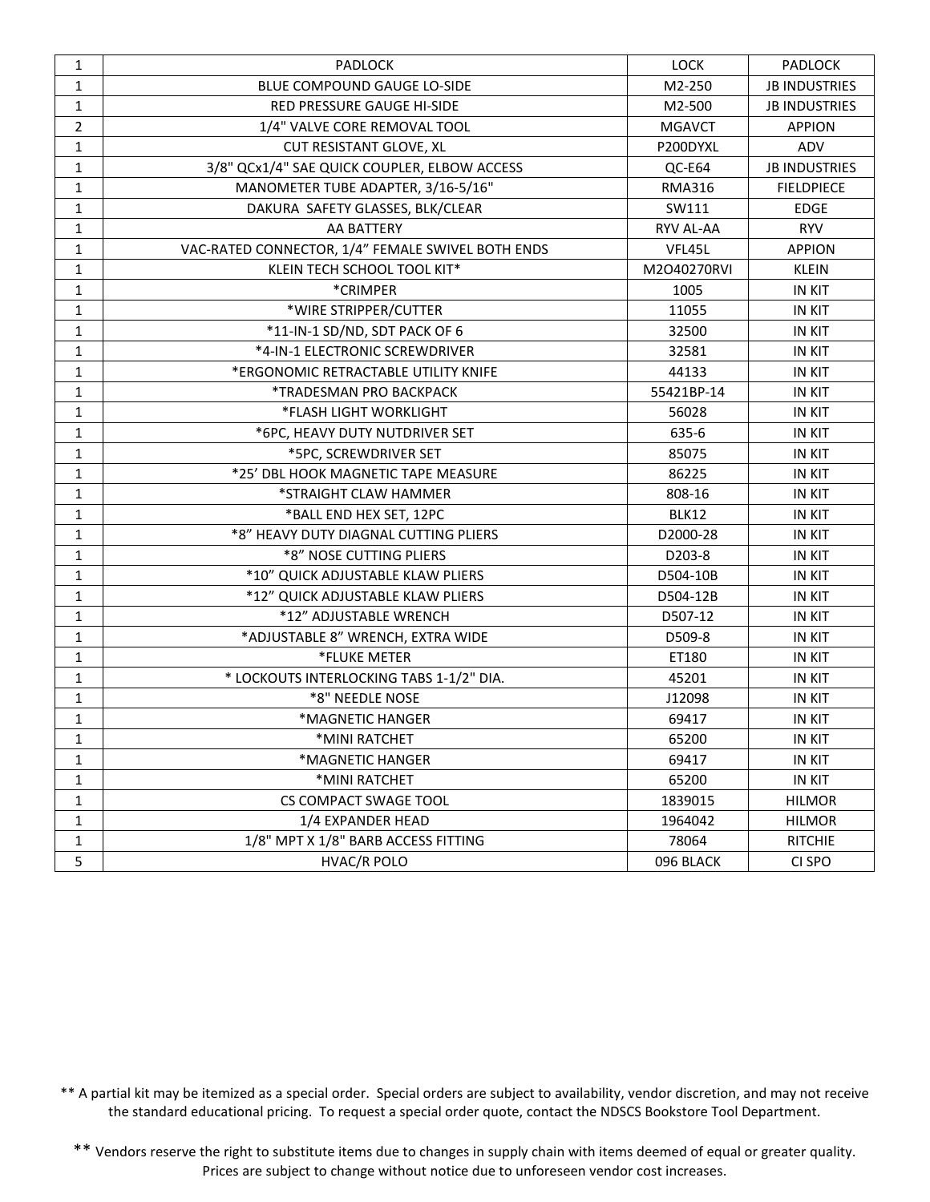| | | | |
|---|---|---|---|
| 1 | PADLOCK | LOCK | PADLOCK |
| 1 | BLUE COMPOUND GAUGE LO-SIDE | M2-250 | JB INDUSTRIES |
| 1 | RED PRESSURE GAUGE HI-SIDE | M2-500 | JB INDUSTRIES |
| 2 | 1/4" VALVE CORE REMOVAL TOOL | MGAVCT | APPION |
| 1 | CUT RESISTANT GLOVE, XL | P200DYXL | ADV |
| 1 | 3/8" QCx1/4" SAE QUICK COUPLER, ELBOW ACCESS | QC-E64 | JB INDUSTRIES |
| 1 | MANOMETER TUBE ADAPTER, 3/16-5/16" | RMA316 | FIELDPIECE |
| 1 | DAKURA SAFETY GLASSES, BLK/CLEAR | SW111 | EDGE |
| 1 | AA BATTERY | RYV AL-AA | RYV |
| 1 | VAC-RATED CONNECTOR, 1/4" FEMALE SWIVEL BOTH ENDS | VFL45L | APPION |
| 1 | KLEIN TECH SCHOOL TOOL KIT* | M2O40270RVI | KLEIN |
| 1 | *CRIMPER | 1005 | IN KIT |
| 1 | *WIRE STRIPPER/CUTTER | 11055 | IN KIT |
| 1 | *11-IN-1 SD/ND, SDT PACK OF 6 | 32500 | IN KIT |
| 1 | *4-IN-1 ELECTRONIC SCREWDRIVER | 32581 | IN KIT |
| 1 | *ERGONOMIC RETRACTABLE UTILITY KNIFE | 44133 | IN KIT |
| 1 | *TRADESMAN PRO BACKPACK | 55421BP-14 | IN KIT |
| 1 | *FLASH LIGHT WORKLIGHT | 56028 | IN KIT |
| 1 | *6PC, HEAVY DUTY NUTDRIVER SET | 635-6 | IN KIT |
| 1 | *5PC, SCREWDRIVER SET | 85075 | IN KIT |
| 1 | *25' DBL HOOK MAGNETIC TAPE MEASURE | 86225 | IN KIT |
| 1 | *STRAIGHT CLAW HAMMER | 808-16 | IN KIT |
| 1 | *BALL END HEX SET, 12PC | BLK12 | IN KIT |
| 1 | *8" HEAVY DUTY DIAGNAL CUTTING PLIERS | D2000-28 | IN KIT |
| 1 | *8" NOSE CUTTING PLIERS | D203-8 | IN KIT |
| 1 | *10" QUICK ADJUSTABLE KLAW PLIERS | D504-10B | IN KIT |
| 1 | *12" QUICK ADJUSTABLE KLAW PLIERS | D504-12B | IN KIT |
| 1 | *12" ADJUSTABLE WRENCH | D507-12 | IN KIT |
| 1 | *ADJUSTABLE 8" WRENCH, EXTRA WIDE | D509-8 | IN KIT |
| 1 | *FLUKE METER | ET180 | IN KIT |
| 1 | * LOCKOUTS INTERLOCKING TABS 1-1/2" DIA. | 45201 | IN KIT |
| 1 | *8" NEEDLE NOSE | J12098 | IN KIT |
| 1 | *MAGNETIC HANGER | 69417 | IN KIT |
| 1 | *MINI RATCHET | 65200 | IN KIT |
| 1 | *MAGNETIC HANGER | 69417 | IN KIT |
| 1 | *MINI RATCHET | 65200 | IN KIT |
| 1 | CS COMPACT SWAGE TOOL | 1839015 | HILMOR |
| 1 | 1/4 EXPANDER HEAD | 1964042 | HILMOR |
| 1 | 1/8" MPT X 1/8" BARB ACCESS FITTING | 78064 | RITCHIE |
| 5 | HVAC/R POLO | 096 BLACK | CI SPO |

** A partial kit may be itemized as a special order. Special orders are subject to availability, vendor discretion, and may not receive the standard educational pricing. To request a special order quote, contact the NDSCS Bookstore Tool Department.

** Vendors reserve the right to substitute items due to changes in supply chain with items deemed of equal or greater quality. Prices are subject to change without notice due to unforeseen vendor cost increases.